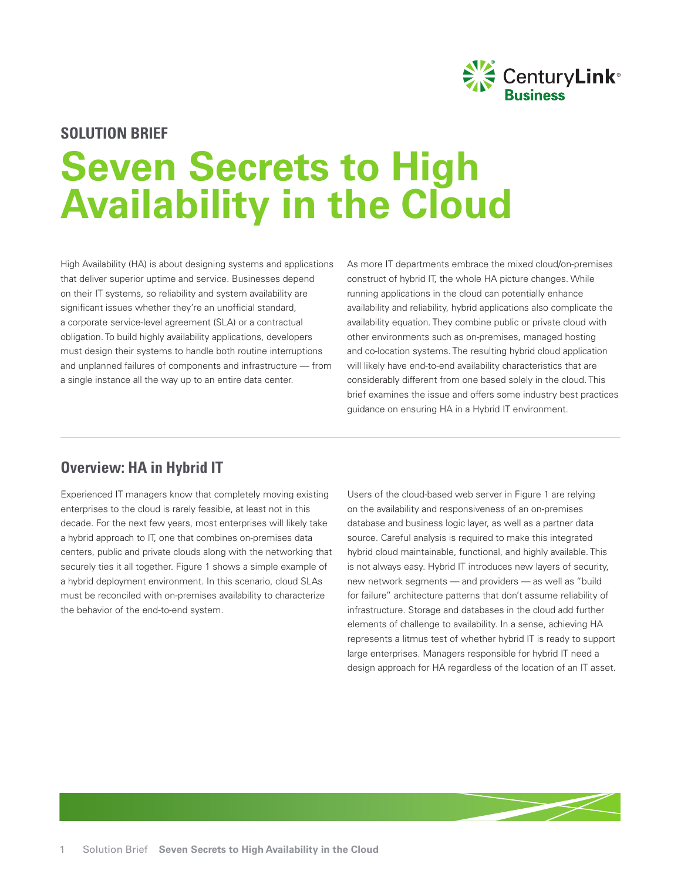SOLUTION BRIEF

# Seven Secrets to High Availability in the Cloud

High Availability (HA) is about designing systems and applications that deliver superior uptime and service. Businesses depend on their IT systems, so reliability and system availability are significant issues whether they're an unofficial standard, a corporate service-level agreement (SLA) or a contractual obligation. To build highly availability applications, developers must design their systems to handle both routine interruptions and unplanned failures of components and infrastructure — from a single instance all the way up to an entire data center.

As more IT departments embrace the mixed cloud/on-premises construct of hybrid IT, the whole HA picture changes. While running applications in the cloud can potentially enhance availability and reliability, hybrid applications also complicate the availability equation. They combine public or private cloud with other environments such as on-premises, managed hosting and co-location systems. The resulting hybrid cloud application will likely have end-to-end availability characteristics that are considerably different from one based solely in the cloud. This brief examines the issue and offers some industry best practices guidance on ensuring HA in a Hybrid IT environment.

## Overview: HA in Hybrid IT

Experienced IT managers know that completely moving existing enterprises to the cloud is rarely feasible, at least not in this decade. For the next few years, most enterprises will likely take a hybrid approach to IT, one that combines on-premises data centers, public and private clouds along with the networking that securely ties it all together. Figure 1 shows a simple example of a hybrid deployment environment. In this scenario, cloud SLAs must be reconciled with on-premises availability to characterize the behavior of the end-to-end system.

Users of the cloud-based web server in Figure 1 are relying on the availability and responsiveness of an on-premises database and business logic layer, as well as a partner data source. Careful analysis is required to make this integrated hybrid cloud maintainable, functional, and highly available. This is not always easy. Hybrid IT introduces new layers of security, new network segments — and providers — as well as "build for failure" architecture patterns that don't assume reliability of infrastructure. Storage and databases in the cloud add further elements of challenge to availability. In a sense, achieving HA represents a litmus test of whether hybrid IT is ready to support large enterprises. Managers responsible for hybrid IT need a design approach for HA regardless of the location of an IT asset.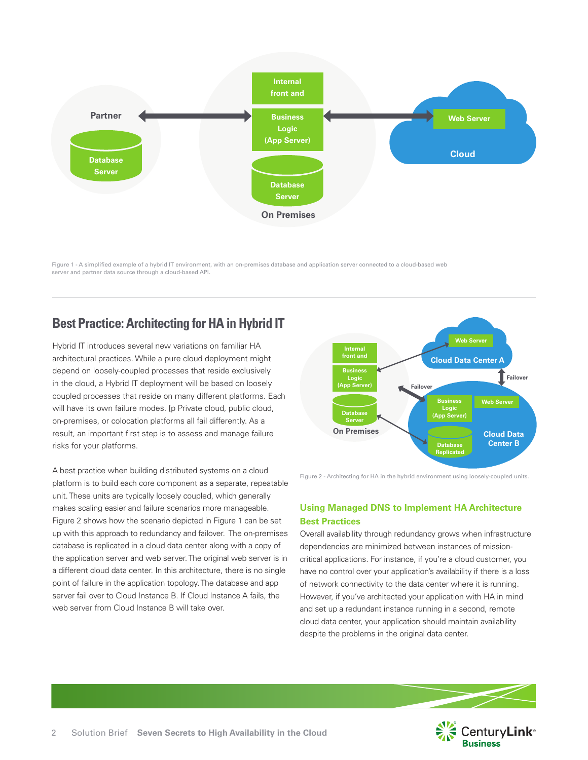Figure 1 - A simplified example of a hybrid IT environment, with an on-premises database and application server connected to a cloud-based web server and partner data source through a cloud-based API.

## Best Practice: Architecting for HA in Hybrid IT

Hybrid IT introduces several new variations on familiar HA architectural practices. While a pure cloud deployment might depend on loosely-coupled processes that reside exclusively in the cloud, a Hybrid IT deployment will be based on loosely coupled processes that reside on many different platforms. Each will have its own failure modes. [p Private cloud, public cloud, on-premises, or colocation platforms all fail differently. As a result, an important first step is to assess and manage failure risks for your platforms.

A best practice when building distributed systems on a cloud platform is to build each core component as a separate, repeatable unit. These units are typically loosely coupled, which generally makes scaling easier and failure scenarios more manageable. Figure 2 shows how the scenario depicted in Figure 1 can be set up with this approach to redundancy and failover. The on-premises database is replicated in a cloud data center along with a copy of the application server and web server. The original web server is in a different cloud data center. In this architecture, there is no single point of failure in the application topology. The database and app server fail over to Cloud Instance B. If Cloud Instance A fails, the web server from Cloud Instance B will take over.

Figure 2 - Architecting for HA in the hybrid environment using loosely-coupled units.

### Using Managed DNS to Implement HA Architecture Best Practices

Overall availability through redundancy grows when infrastructure dependencies are minimized between instances of mission-critical applications. For instance, if you're a cloud customer, you have no control over your application's availability if there is a loss of network connectivity to the data center where it is running. However, if you've architected your application with HA in mind and set up a redundant instance running in a second, remote cloud data center, your application should maintain availability despite the problems in the original data center.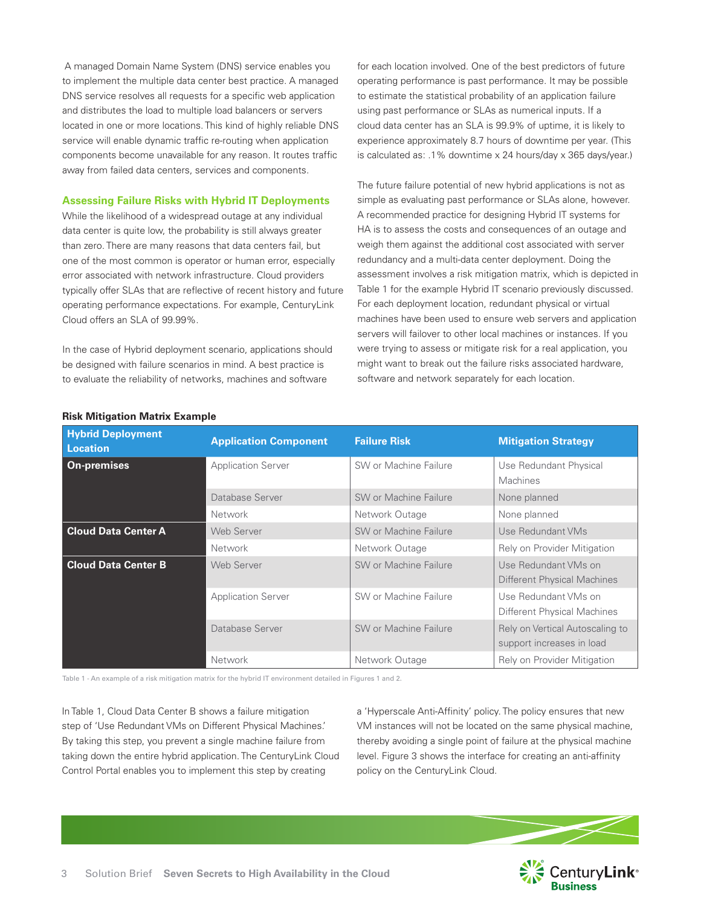A managed Domain Name System (DNS) service enables you to implement the multiple data center best practice. A managed DNS service resolves all requests for a specific web application and distributes the load to multiple load balancers or servers located in one or more locations. This kind of highly reliable DNS service will enable dynamic traffic re-routing when application components become unavailable for any reason. It routes traffic away from failed data centers, services and components.

### Assessing Failure Risks with Hybrid IT Deployments

While the likelihood of a widespread outage at any individual data center is quite low, the probability is still always greater than zero. There are many reasons that data centers fail, but one of the most common is operator or human error, especially error associated with network infrastructure. Cloud providers typically offer SLAs that are reflective of recent history and future operating performance expectations. For example, CenturyLink Cloud offers an SLA of 99.99%.

In the case of Hybrid deployment scenario, applications should be designed with failure scenarios in mind. A best practice is to evaluate the reliability of networks, machines and software for each location involved. One of the best predictors of future operating performance is past performance. It may be possible to estimate the statistical probability of an application failure using past performance or SLAs as numerical inputs. If a cloud data center has an SLA is 99.9% of uptime, it is likely to experience approximately 8.7 hours of downtime per year. (This is calculated as: .1% downtime x 24 hours/day x 365 days/year.)

The future failure potential of new hybrid applications is not as simple as evaluating past performance or SLAs alone, however. A recommended practice for designing Hybrid IT systems for HA is to assess the costs and consequences of an outage and weigh them against the additional cost associated with server redundancy and a multi-data center deployment. Doing the assessment involves a risk mitigation matrix, which is depicted in Table 1 for the example Hybrid IT scenario previously discussed. For each deployment location, redundant physical or virtual machines have been used to ensure web servers and application servers will failover to other local machines or instances. If you were trying to assess or mitigate risk for a real application, you might want to break out the failure risks associated hardware, software and network separately for each location.

**Risk Mitigation Matrix Example**

| Hybrid Deployment Location | Application Component | Failure Risk | Mitigation Strategy |
|---|---|---|---|
| **On-premises** | Application Server | SW or Machine Failure | Use Redundant Physical Machines |
| | Database Server | SW or Machine Failure | None planned |
| | Network | Network Outage | None planned |
| **Cloud Data Center A** | Web Server | SW or Machine Failure | Use Redundant VMs |
| | Network | Network Outage | Rely on Provider Mitigation |
| **Cloud Data Center B** | Web Server | SW or Machine Failure | Use Redundant VMs on Different Physical Machines |
| | Application Server | SW or Machine Failure | Use Redundant VMs on Different Physical Machines |
| | Database Server | SW or Machine Failure | Rely on Vertical Autoscaling to support increases in load |
| | Network | Network Outage | Rely on Provider Mitigation |

Table 1 - An example of a risk mitigation matrix for the hybrid IT environment detailed in Figures 1 and 2.

In Table 1, Cloud Data Center B shows a failure mitigation step of 'Use Redundant VMs on Different Physical Machines.' By taking this step, you prevent a single machine failure from taking down the entire hybrid application. The CenturyLink Cloud Control Portal enables you to implement this step by creating a 'Hyperscale Anti-Affinity' policy. The policy ensures that new VM instances will not be located on the same physical machine, thereby avoiding a single point of failure at the physical machine level. Figure 3 shows the interface for creating an anti-affinity policy on the CenturyLink Cloud.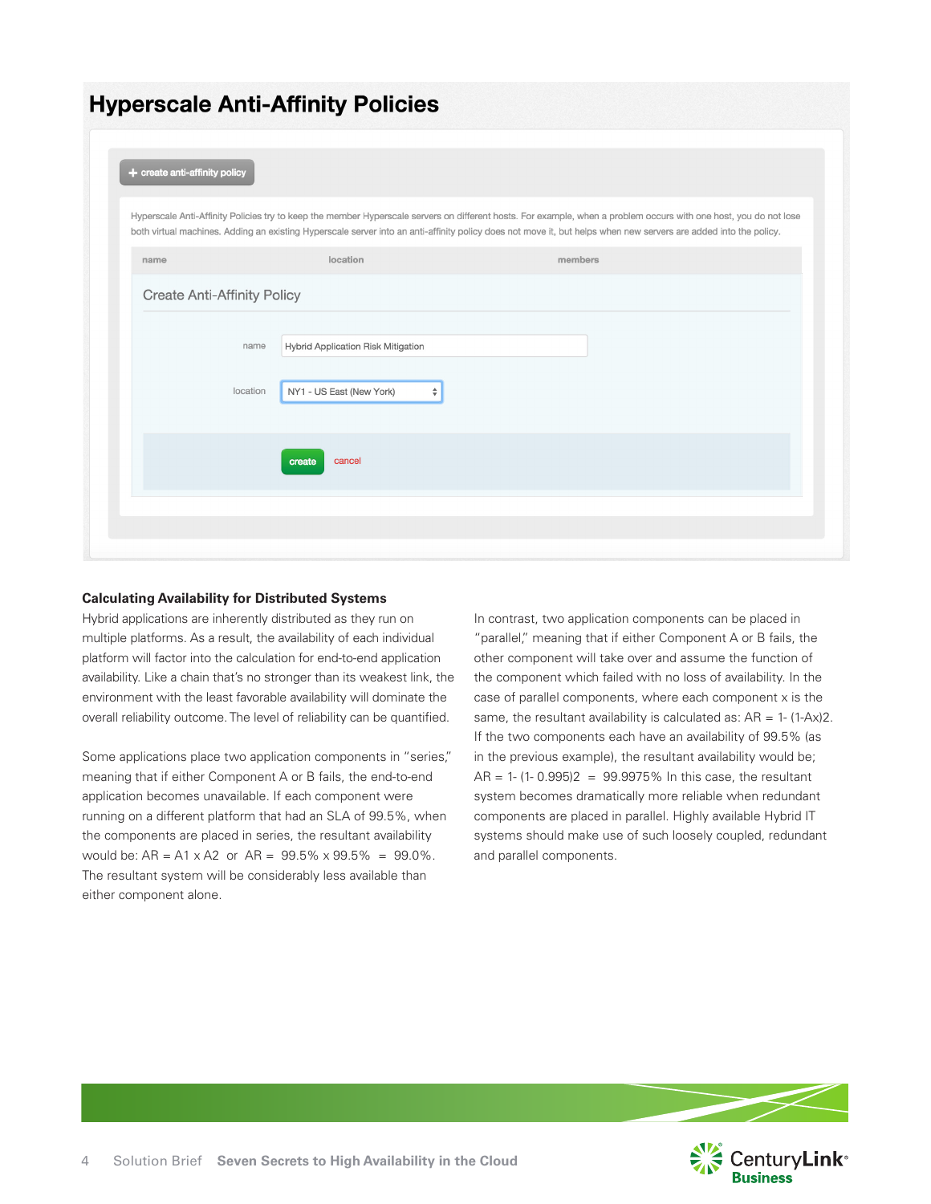## Hyperscale Anti-Affinity Policies

+ create anti-affinity policy

Hyperscale Anti-Affinity Policies try to keep the member Hyperscale servers on different hosts. For example, when a problem occurs with one host, you do not lose both virtual machines. Adding an existing Hyperscale server into an anti-affinity policy does not move it, but helps when new servers are added into the policy.

| name | location | members |
|---|---|---|

Create Anti-Affinity Policy

name: Hybrid Application Risk Mitigation

location: NY1 - US East (New York)

create cancel

### Calculating Availability for Distributed Systems

Hybrid applications are inherently distributed as they run on multiple platforms. As a result, the availability of each individual platform will factor into the calculation for end-to-end application availability. Like a chain that's no stronger than its weakest link, the environment with the least favorable availability will dominate the overall reliability outcome. The level of reliability can be quantified.

Some applications place two application components in "series," meaning that if either Component A or B fails, the end-to-end application becomes unavailable. If each component were running on a different platform that had an SLA of 99.5%, when the components are placed in series, the resultant availability would be: $AR = A1 \times A2$ or $AR = 99.5\% \times 99.5\% = 99.0\%$. The resultant system will be considerably less available than either component alone.

In contrast, two application components can be placed in "parallel," meaning that if either Component A or B fails, the other component will take over and assume the function of the component which failed with no loss of availability. In the case of parallel components, where each component x is the same, the resultant availability is calculated as: $AR = 1 - (1-Ax)^2$. If the two components each have an availability of 99.5% (as in the previous example), the resultant availability would be; $AR = 1 - (1 - 0.995)^2 = 99.9975\%$ In this case, the resultant system becomes dramatically more reliable when redundant components are placed in parallel. Highly available Hybrid IT systems should make use of such loosely coupled, redundant and parallel components.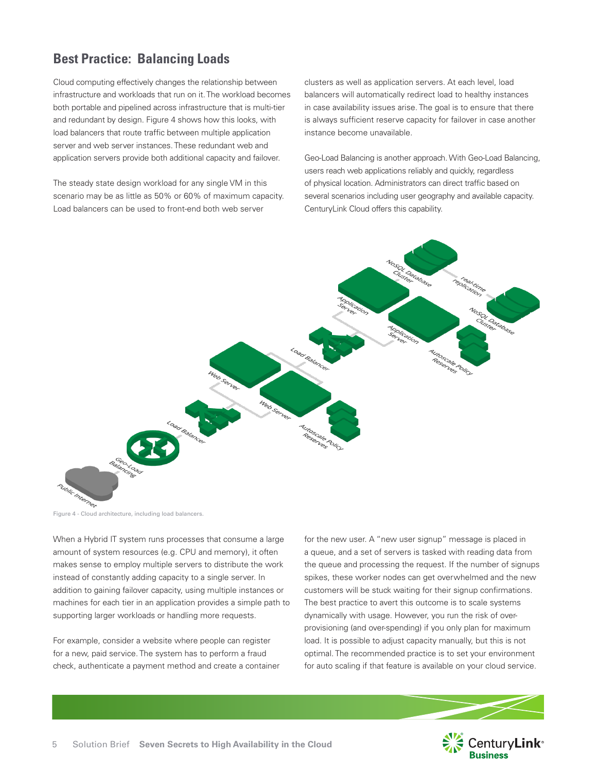## Best Practice: Balancing Loads

Cloud computing effectively changes the relationship between infrastructure and workloads that run on it. The workload becomes both portable and pipelined across infrastructure that is multi-tier and redundant by design. Figure 4 shows how this looks, with load balancers that route traffic between multiple application server and web server instances. These redundant web and application servers provide both additional capacity and failover.

The steady state design workload for any single VM in this scenario may be as little as 50% or 60% of maximum capacity. Load balancers can be used to front-end both web server clusters as well as application servers. At each level, load balancers will automatically redirect load to healthy instances in case availability issues arise. The goal is to ensure that there is always sufficient reserve capacity for failover in case another instance become unavailable.

Geo-Load Balancing is another approach. With Geo-Load Balancing, users reach web applications reliably and quickly, regardless of physical location. Administrators can direct traffic based on several scenarios including user geography and available capacity. CenturyLink Cloud offers this capability.

Figure 4 - Cloud architecture, including load balancers.

When a Hybrid IT system runs processes that consume a large amount of system resources (e.g. CPU and memory), it often makes sense to employ multiple servers to distribute the work instead of constantly adding capacity to a single server. In addition to gaining failover capacity, using multiple instances or machines for each tier in an application provides a simple path to supporting larger workloads or handling more requests.

For example, consider a website where people can register for a new, paid service. The system has to perform a fraud check, authenticate a payment method and create a container for the new user. A "new user signup" message is placed in a queue, and a set of servers is tasked with reading data from the queue and processing the request. If the number of signups spikes, these worker nodes can get overwhelmed and the new customers will be stuck waiting for their signup confirmations. The best practice to avert this outcome is to scale systems dynamically with usage. However, you run the risk of over-provisioning (and over-spending) if you only plan for maximum load. It is possible to adjust capacity manually, but this is not optimal. The recommended practice is to set your environment for auto scaling if that feature is available on your cloud service.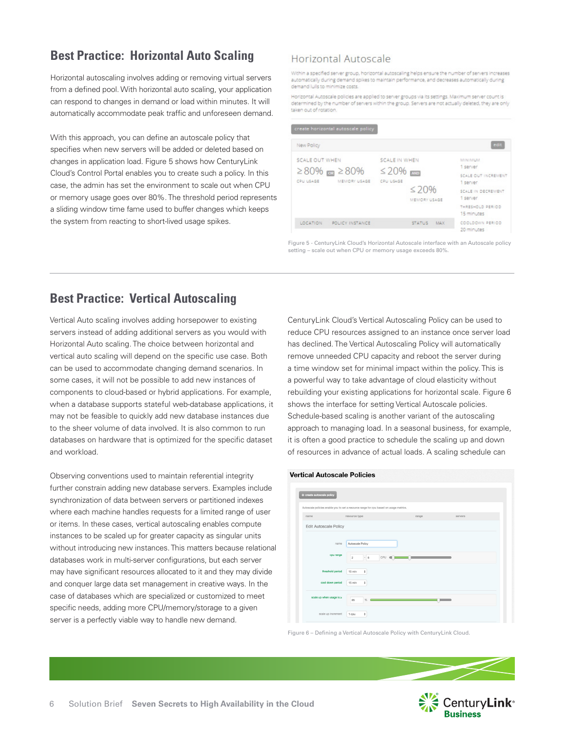## Best Practice: Horizontal Auto Scaling

Horizontal autoscaling involves adding or removing virtual servers from a defined pool. With horizontal auto scaling, your application can respond to changes in demand or load within minutes. It will automatically accommodate peak traffic and unforeseen demand.

With this approach, you can define an autoscale policy that specifies when new servers will be added or deleted based on changes in application load. Figure 5 shows how CenturyLink Cloud's Control Portal enables you to create such a policy. In this case, the admin has set the environment to scale out when CPU or memory usage goes over 80%. The threshold period represents a sliding window time fame used to buffer changes which keeps the system from reacting to short-lived usage spikes.

Figure 5 - CenturyLink Cloud's Horizontal Autoscale interface with an Autoscale policy setting – scale out when CPU or memory usage exceeds 80%.

## Best Practice: Vertical Autoscaling

Vertical Auto scaling involves adding horsepower to existing servers instead of adding additional servers as you would with Horizontal Auto scaling. The choice between horizontal and vertical auto scaling will depend on the specific use case. Both can be used to accommodate changing demand scenarios. In some cases, it will not be possible to add new instances of components to cloud-based or hybrid applications. For example, when a database supports stateful web-database applications, it may not be feasible to quickly add new database instances due to the sheer volume of data involved. It is also common to run databases on hardware that is optimized for the specific dataset and workload.

Observing conventions used to maintain referential integrity further constrain adding new database servers. Examples include synchronization of data between servers or partitioned indexes where each machine handles requests for a limited range of user or items. In these cases, vertical autoscaling enables compute instances to be scaled up for greater capacity as singular units without introducing new instances. This matters because relational databases work in multi-server configurations, but each server may have significant resources allocated to it and they may divide and conquer large data set management in creative ways. In the case of databases which are specialized or customized to meet specific needs, adding more CPU/memory/storage to a given server is a perfectly viable way to handle new demand.

CenturyLink Cloud's Vertical Autoscaling Policy can be used to reduce CPU resources assigned to an instance once server load has declined. The Vertical Autoscaling Policy will automatically remove unneeded CPU capacity and reboot the server during a time window set for minimal impact within the policy. This is a powerful way to take advantage of cloud elasticity without rebuilding your existing applications for horizontal scale. Figure 6 shows the interface for setting Vertical Autoscale policies. Schedule-based scaling is another variant of the autoscaling approach to managing load. In a seasonal business, for example, it is often a good practice to schedule the scaling up and down of resources in advance of actual loads. A scaling schedule can

Figure 6 – Defining a Vertical Autoscale Policy with CenturyLink Cloud.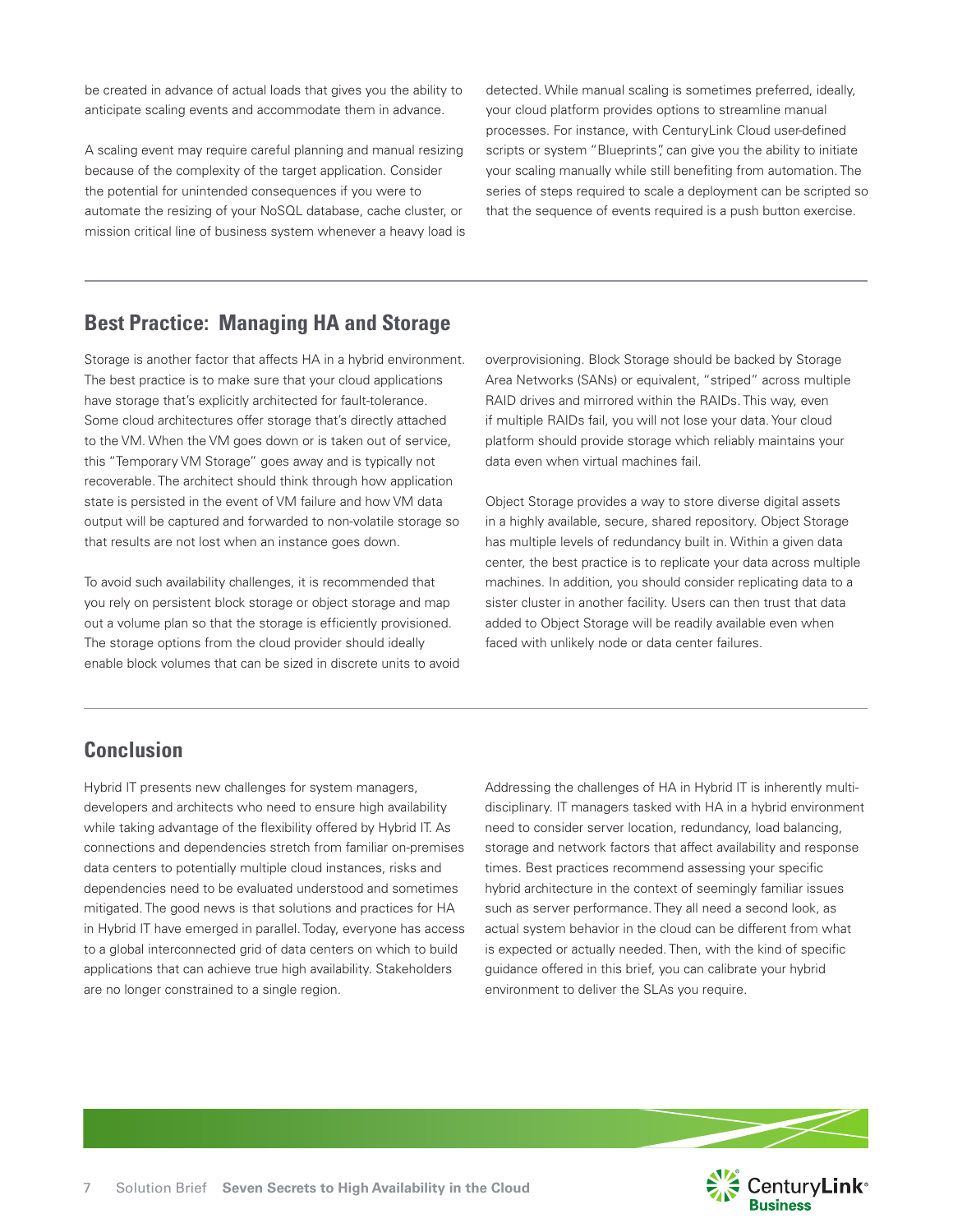be created in advance of actual loads that gives you the ability to anticipate scaling events and accommodate them in advance.

A scaling event may require careful planning and manual resizing because of the complexity of the target application. Consider the potential for unintended consequences if you were to automate the resizing of your NoSQL database, cache cluster, or mission critical line of business system whenever a heavy load is detected. While manual scaling is sometimes preferred, ideally, your cloud platform provides options to streamline manual processes. For instance, with CenturyLink Cloud user-defined scripts or system "Blueprints", can give you the ability to initiate your scaling manually while still benefiting from automation. The series of steps required to scale a deployment can be scripted so that the sequence of events required is a push button exercise.

## Best Practice: Managing HA and Storage

Storage is another factor that affects HA in a hybrid environment. The best practice is to make sure that your cloud applications have storage that's explicitly architected for fault-tolerance. Some cloud architectures offer storage that's directly attached to the VM. When the VM goes down or is taken out of service, this "Temporary VM Storage" goes away and is typically not recoverable. The architect should think through how application state is persisted in the event of VM failure and how VM data output will be captured and forwarded to non-volatile storage so that results are not lost when an instance goes down.

To avoid such availability challenges, it is recommended that you rely on persistent block storage or object storage and map out a volume plan so that the storage is efficiently provisioned. The storage options from the cloud provider should ideally enable block volumes that can be sized in discrete units to avoid overprovisioning. Block Storage should be backed by Storage Area Networks (SANs) or equivalent, "striped" across multiple RAID drives and mirrored within the RAIDs. This way, even if multiple RAIDs fail, you will not lose your data. Your cloud platform should provide storage which reliably maintains your data even when virtual machines fail.

Object Storage provides a way to store diverse digital assets in a highly available, secure, shared repository. Object Storage has multiple levels of redundancy built in. Within a given data center, the best practice is to replicate your data across multiple machines. In addition, you should consider replicating data to a sister cluster in another facility. Users can then trust that data added to Object Storage will be readily available even when faced with unlikely node or data center failures.

## Conclusion

Hybrid IT presents new challenges for system managers, developers and architects who need to ensure high availability while taking advantage of the flexibility offered by Hybrid IT. As connections and dependencies stretch from familiar on-premises data centers to potentially multiple cloud instances, risks and dependencies need to be evaluated understood and sometimes mitigated. The good news is that solutions and practices for HA in Hybrid IT have emerged in parallel. Today, everyone has access to a global interconnected grid of data centers on which to build applications that can achieve true high availability. Stakeholders are no longer constrained to a single region.

Addressing the challenges of HA in Hybrid IT is inherently multi-disciplinary. IT managers tasked with HA in a hybrid environment need to consider server location, redundancy, load balancing, storage and network factors that affect availability and response times. Best practices recommend assessing your specific hybrid architecture in the context of seemingly familiar issues such as server performance. They all need a second look, as actual system behavior in the cloud can be different from what is expected or actually needed. Then, with the kind of specific guidance offered in this brief, you can calibrate your hybrid environment to deliver the SLAs you require.